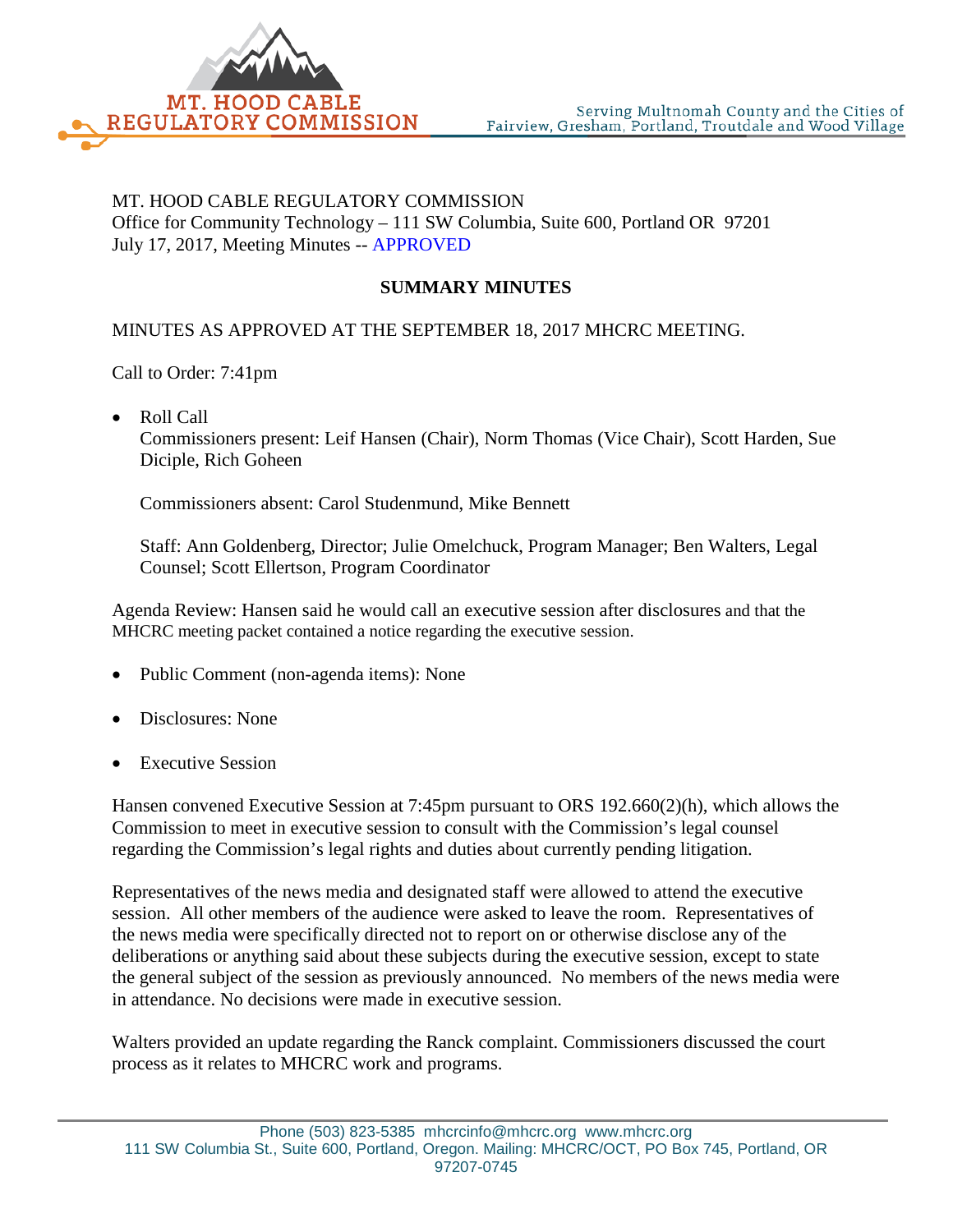MT. HOOD CABLE REGULATORY COMMISSION
Office for Community Technology – 111 SW Columbia, Suite 600, Portland OR 97201
July 17, 2017, Meeting Minutes -- APPROVED

**SUMMARY MINUTES**

MINUTES AS APPROVED AT THE SEPTEMBER 18, 2017 MHCRC MEETING.

Call to Order: 7:41pm

- Roll Call
  Commissioners present: Leif Hansen (Chair), Norm Thomas (Vice Chair), Scott Harden, Sue Diciple, Rich Goheen

  Commissioners absent: Carol Studenmund, Mike Bennett

  Staff: Ann Goldenberg, Director; Julie Omelchuck, Program Manager; Ben Walters, Legal Counsel; Scott Ellertson, Program Coordinator

Agenda Review: Hansen said he would call an executive session after disclosures and that the MHCRC meeting packet contained a notice regarding the executive session.

- Public Comment (non-agenda items): None
- Disclosures: None
- Executive Session

Hansen convened Executive Session at 7:45pm pursuant to ORS 192.660(2)(h), which allows the Commission to meet in executive session to consult with the Commission's legal counsel regarding the Commission's legal rights and duties about currently pending litigation.

Representatives of the news media and designated staff were allowed to attend the executive session. All other members of the audience were asked to leave the room. Representatives of the news media were specifically directed not to report on or otherwise disclose any of the deliberations or anything said about these subjects during the executive session, except to state the general subject of the session as previously announced. No members of the news media were in attendance. No decisions were made in executive session.

Walters provided an update regarding the Ranck complaint. Commissioners discussed the court process as it relates to MHCRC work and programs.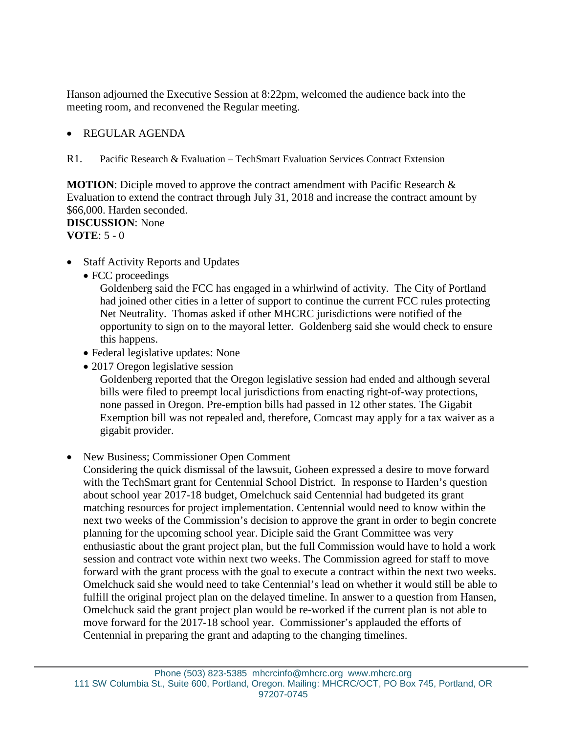Hanson adjourned the Executive Session at 8:22pm, welcomed the audience back into the meeting room, and reconvened the Regular meeting.

- REGULAR AGENDA

R1. Pacific Research & Evaluation – TechSmart Evaluation Services Contract Extension

**MOTION**: Diciple moved to approve the contract amendment with Pacific Research & Evaluation to extend the contract through July 31, 2018 and increase the contract amount by $66,000. Harden seconded.
**DISCUSSION**: None
**VOTE**: 5 - 0

- Staff Activity Reports and Updates
  - FCC proceedings
    Goldenberg said the FCC has engaged in a whirlwind of activity. The City of Portland had joined other cities in a letter of support to continue the current FCC rules protecting Net Neutrality. Thomas asked if other MHCRC jurisdictions were notified of the opportunity to sign on to the mayoral letter. Goldenberg said she would check to ensure this happens.
  - Federal legislative updates: None
  - 2017 Oregon legislative session
    Goldenberg reported that the Oregon legislative session had ended and although several bills were filed to preempt local jurisdictions from enacting right-of-way protections, none passed in Oregon. Pre-emption bills had passed in 12 other states. The Gigabit Exemption bill was not repealed and, therefore, Comcast may apply for a tax waiver as a gigabit provider.

- New Business; Commissioner Open Comment
  Considering the quick dismissal of the lawsuit, Goheen expressed a desire to move forward with the TechSmart grant for Centennial School District. In response to Harden's question about school year 2017-18 budget, Omelchuck said Centennial had budgeted its grant matching resources for project implementation. Centennial would need to know within the next two weeks of the Commission's decision to approve the grant in order to begin concrete planning for the upcoming school year. Diciple said the Grant Committee was very enthusiastic about the grant project plan, but the full Commission would have to hold a work session and contract vote within next two weeks. The Commission agreed for staff to move forward with the grant process with the goal to execute a contract within the next two weeks. Omelchuck said she would need to take Centennial's lead on whether it would still be able to fulfill the original project plan on the delayed timeline. In answer to a question from Hansen, Omelchuck said the grant project plan would be re-worked if the current plan is not able to move forward for the 2017-18 school year. Commissioner's applauded the efforts of Centennial in preparing the grant and adapting to the changing timelines.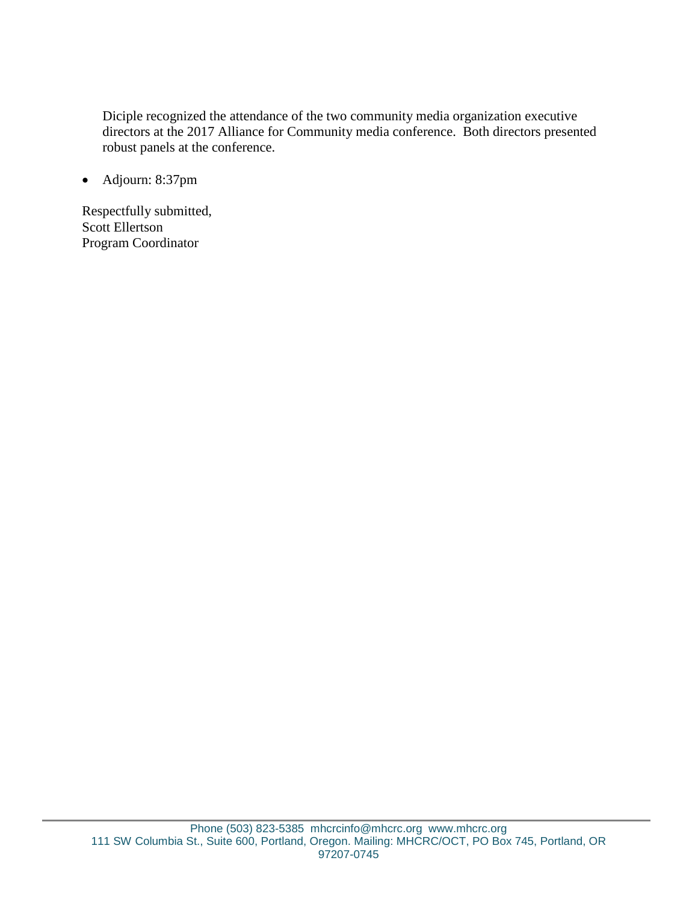Diciple recognized the attendance of the two community media organization executive directors at the 2017 Alliance for Community media conference. Both directors presented robust panels at the conference.

- Adjourn: 8:37pm

Respectfully submitted,
Scott Ellertson
Program Coordinator